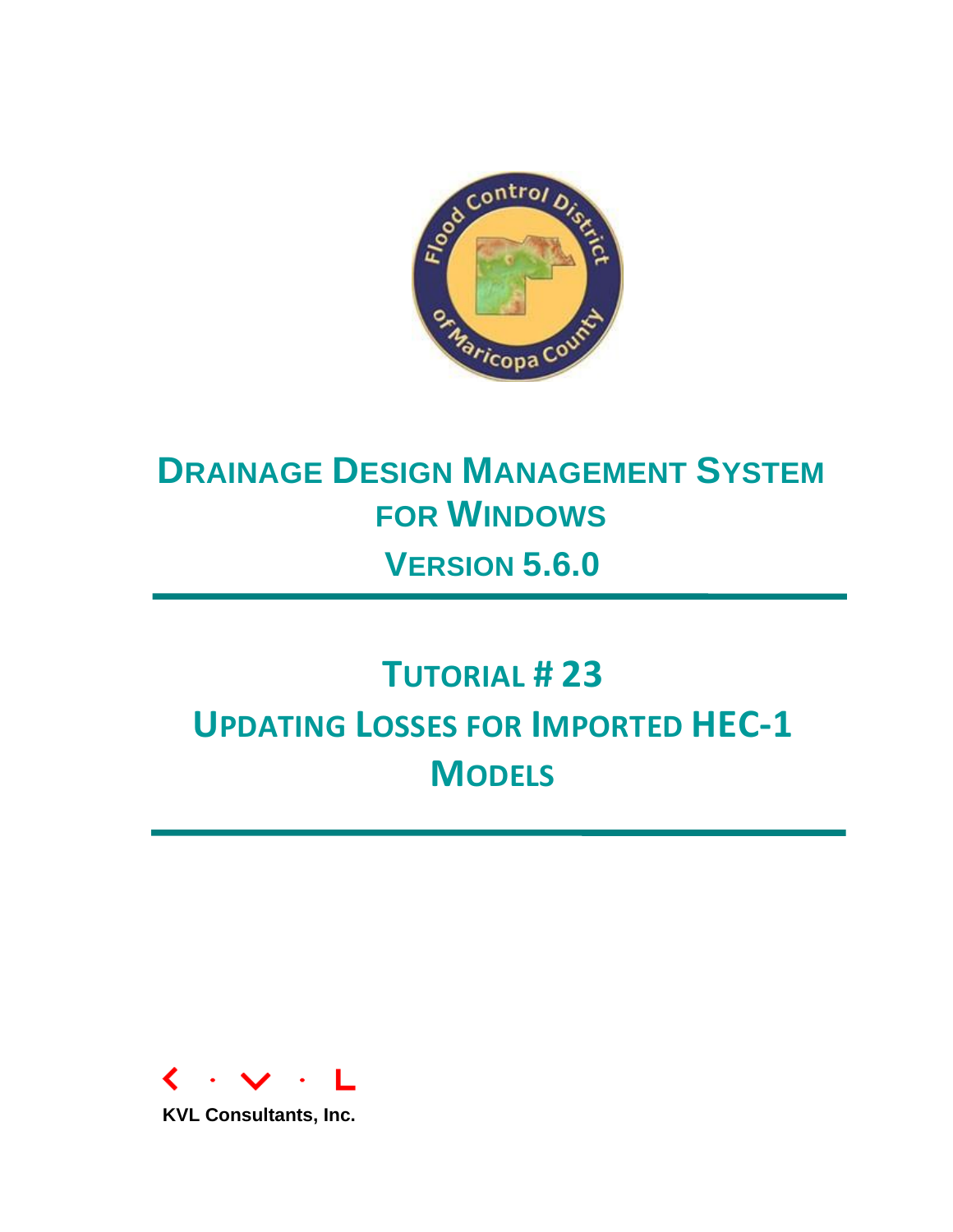# Drainage Design Management System for Windows

## Version 5.6.0

# Tutorial # 23

# Updating Losses for Imported HEC-1 Models

KVL Consultants, Inc.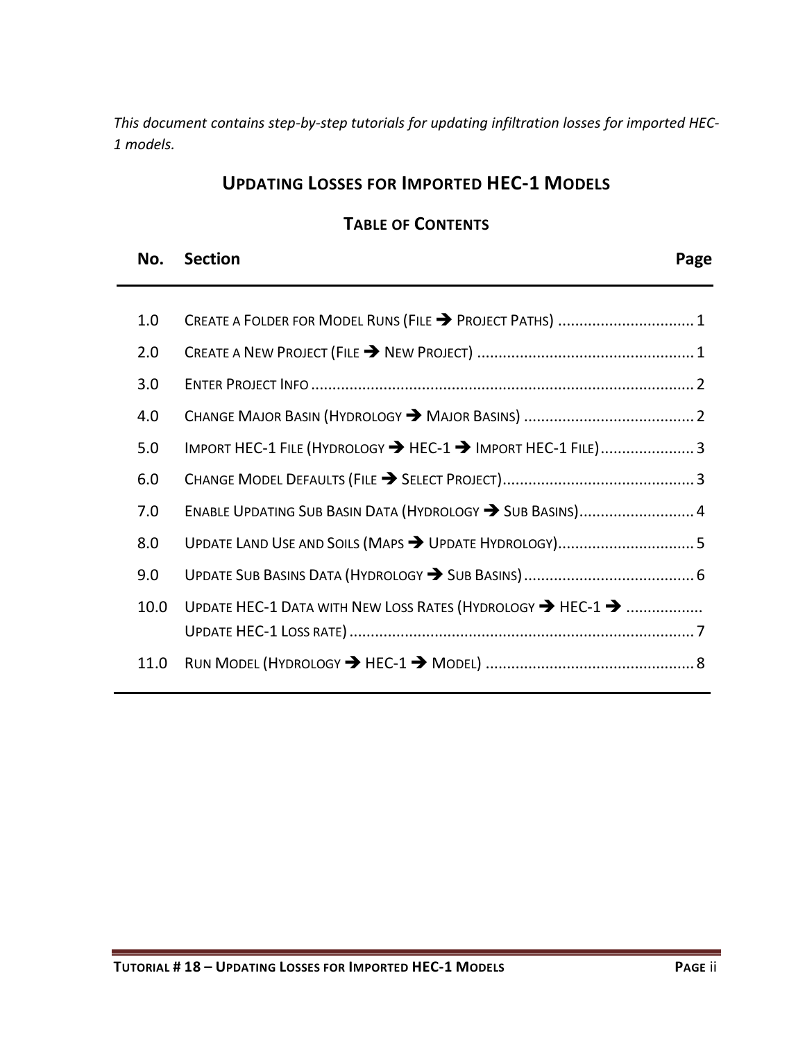*This document contains step-by-step tutorials for updating infiltration losses for imported HEC-1 models.*

# UPDATING LOSSES FOR IMPORTED HEC-1 MODELS

## TABLE OF CONTENTS

| No. | Section | Page |
| --- | --- | --- |
| 1.0 | CREATE A FOLDER FOR MODEL RUNS (FILE ➔ PROJECT PATHS) | 1 |
| 2.0 | CREATE A NEW PROJECT (FILE ➔ NEW PROJECT) | 1 |
| 3.0 | ENTER PROJECT INFO | 2 |
| 4.0 | CHANGE MAJOR BASIN (HYDROLOGY ➔ MAJOR BASINS) | 2 |
| 5.0 | IMPORT HEC-1 FILE (HYDROLOGY ➔ HEC-1 ➔ IMPORT HEC-1 FILE) | 3 |
| 6.0 | CHANGE MODEL DEFAULTS (FILE ➔ SELECT PROJECT) | 3 |
| 7.0 | ENABLE UPDATING SUB BASIN DATA (HYDROLOGY ➔ SUB BASINS) | 4 |
| 8.0 | UPDATE LAND USE AND SOILS (MAPS ➔ UPDATE HYDROLOGY) | 5 |
| 9.0 | UPDATE SUB BASINS DATA (HYDROLOGY ➔ SUB BASINS) | 6 |
| 10.0 | UPDATE HEC-1 DATA WITH NEW LOSS RATES (HYDROLOGY ➔ HEC-1 ➔ UPDATE HEC-1 LOSS RATE) | 7 |
| 11.0 | RUN MODEL (HYDROLOGY ➔ HEC-1 ➔ MODEL) | 8 |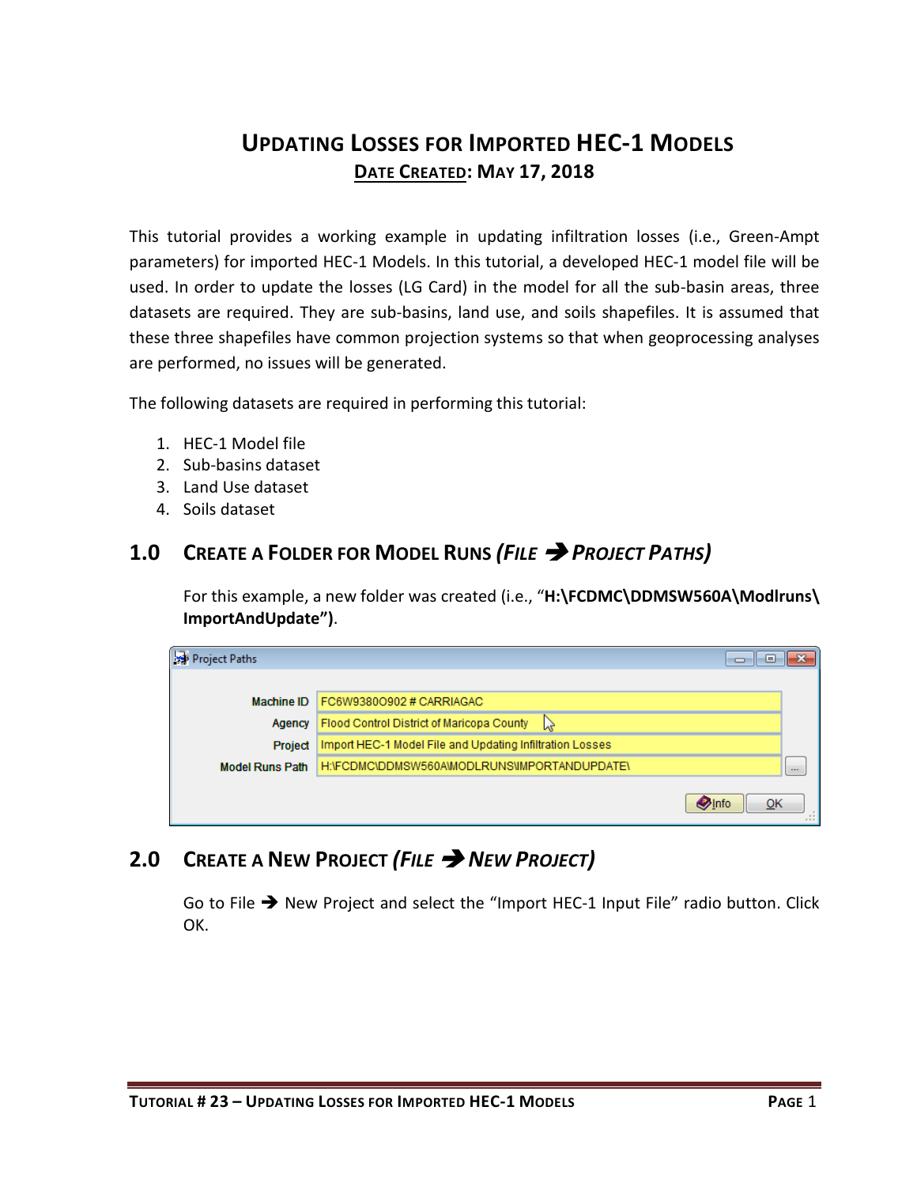# UPDATING LOSSES FOR IMPORTED HEC-1 MODELS

**DATE CREATED: MAY 17, 2018**

This tutorial provides a working example in updating infiltration losses (i.e., Green-Ampt parameters) for imported HEC-1 Models. In this tutorial, a developed HEC-1 model file will be used. In order to update the losses (LG Card) in the model for all the sub-basin areas, three datasets are required. They are sub-basins, land use, and soils shapefiles. It is assumed that these three shapefiles have common projection systems so that when geoprocessing analyses are performed, no issues will be generated.

The following datasets are required in performing this tutorial:

1. HEC-1 Model file
2. Sub-basins dataset
3. Land Use dataset
4. Soils dataset

## 1.0 CREATE A FOLDER FOR MODEL RUNS *(FILE ➔ PROJECT PATHS)*

For this example, a new folder was created (i.e., "**H:\FCDMC\DDMSW560A\Modlruns\ImportAndUpdate")**.

## 2.0 CREATE A NEW PROJECT *(FILE ➔ NEW PROJECT)*

Go to File ➔ New Project and select the "Import HEC-1 Input File" radio button. Click OK.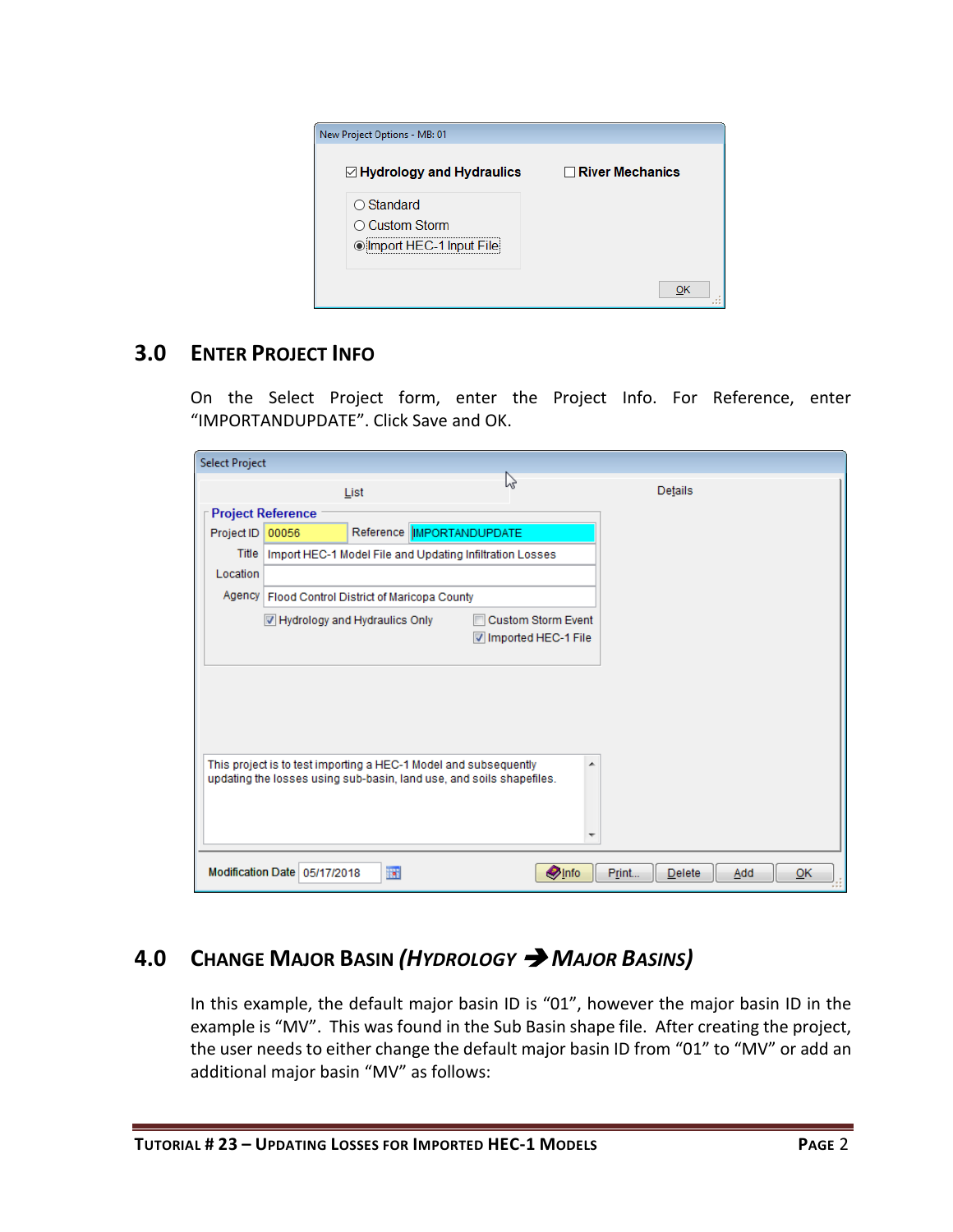## 3.0 ENTER PROJECT INFO

On the Select Project form, enter the Project Info. For Reference, enter "IMPORTANDUPDATE". Click Save and OK.

## 4.0 CHANGE MAJOR BASIN *(HYDROLOGY → MAJOR BASINS)*

In this example, the default major basin ID is "01", however the major basin ID in the example is "MV". This was found in the Sub Basin shape file. After creating the project, the user needs to either change the default major basin ID from "01" to "MV" or add an additional major basin "MV" as follows: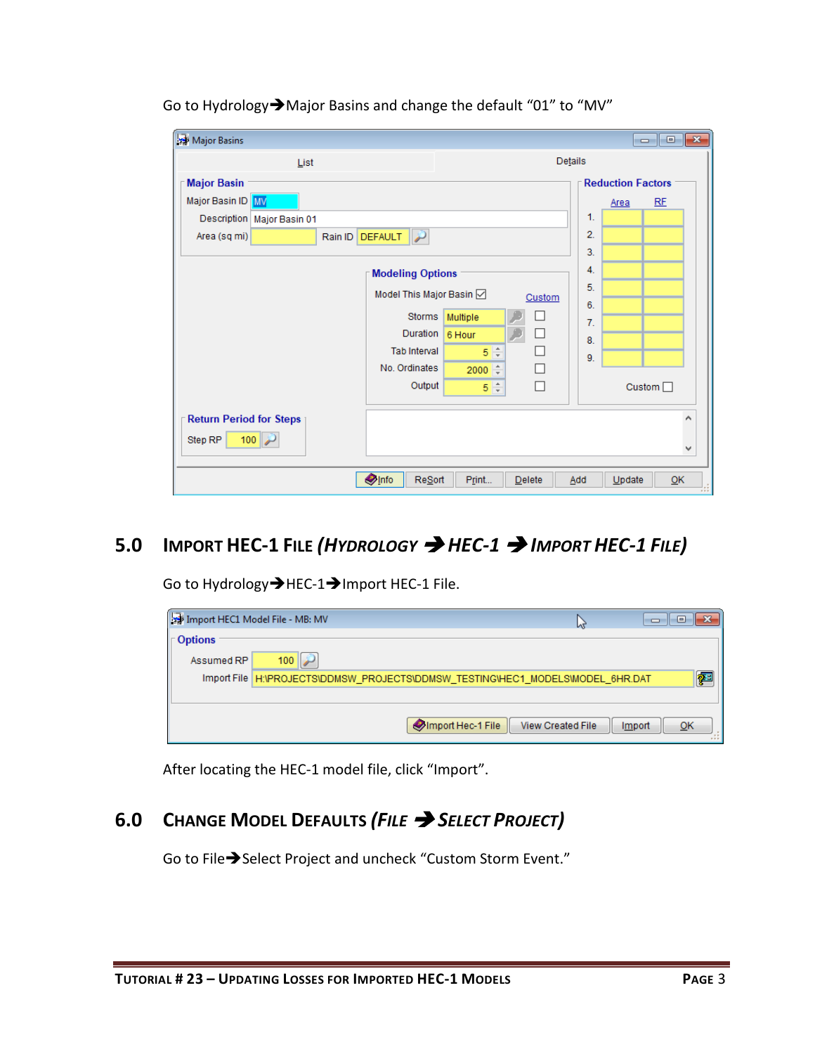Go to Hydrology→Major Basins and change the default "01" to "MV"

## 5.0 Import HEC-1 File *(Hydrology → HEC-1 → Import HEC-1 File)*

Go to Hydrology→HEC-1→Import HEC-1 File.

After locating the HEC-1 model file, click "Import".

## 6.0 Change Model Defaults *(File → Select Project)*

Go to File→Select Project and uncheck "Custom Storm Event."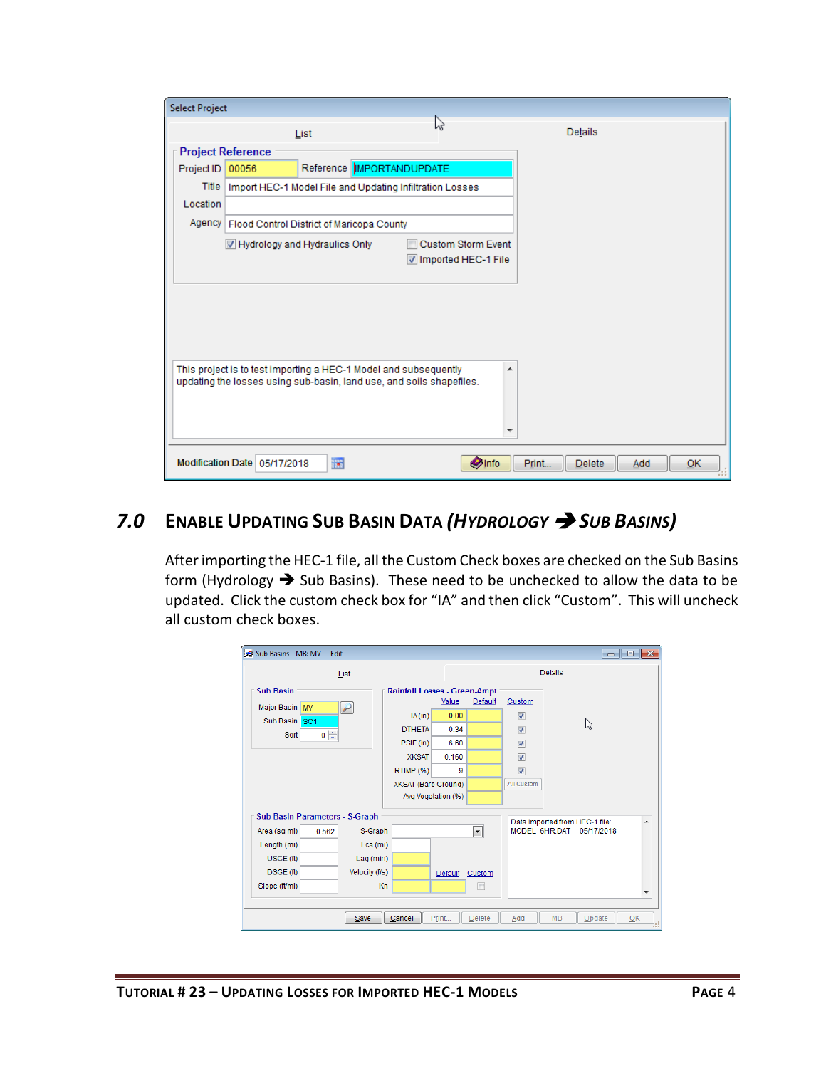## 7.0 Enable Updating Sub Basin Data (Hydrology ➔ Sub Basins)

After importing the HEC-1 file, all the Custom Check boxes are checked on the Sub Basins form (Hydrology ➔ Sub Basins). These need to be unchecked to allow the data to be updated. Click the custom check box for "IA" and then click "Custom". This will uncheck all custom check boxes.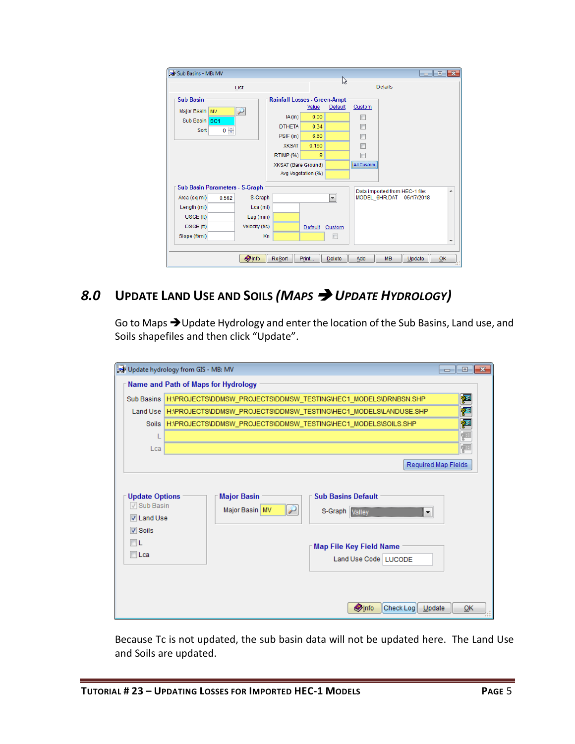## 8.0 UPDATE LAND USE AND SOILS (*MAPS* ➔ *UPDATE HYDROLOGY*)

Go to Maps ➔Update Hydrology and enter the location of the Sub Basins, Land use, and Soils shapefiles and then click "Update".

Because Tc is not updated, the sub basin data will not be updated here. The Land Use and Soils are updated.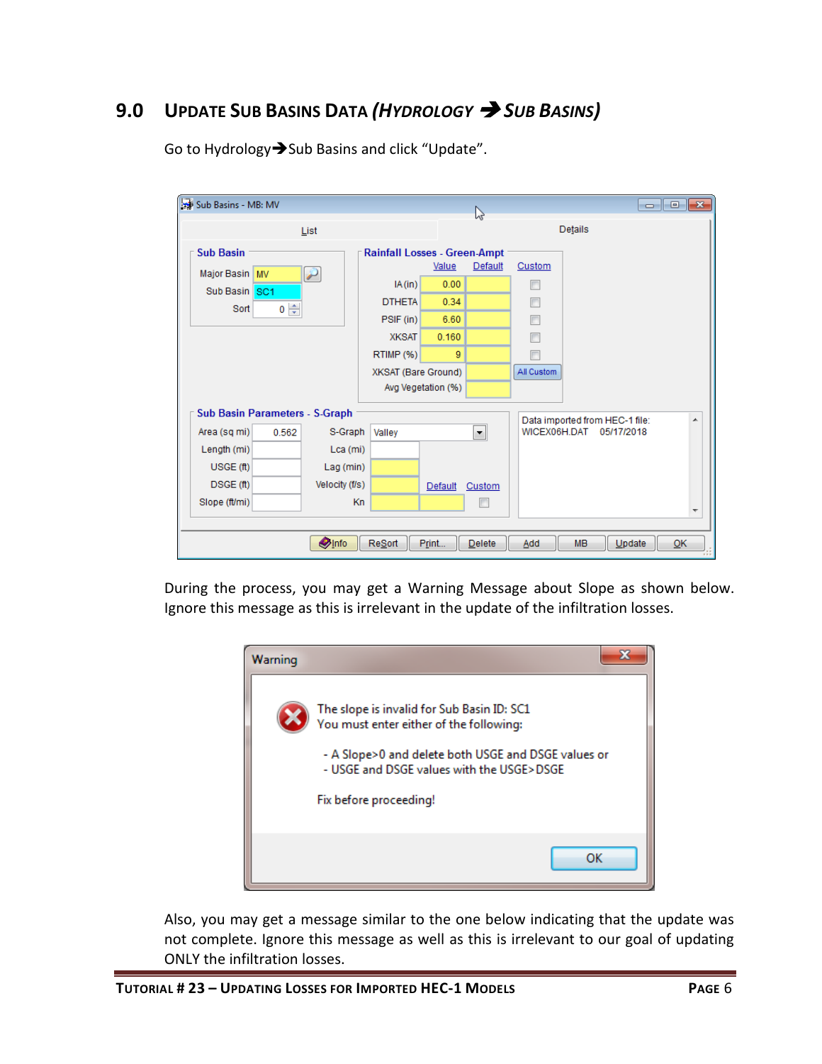## 9.0 UPDATE SUB BASINS DATA (*HYDROLOGY → SUB BASINS*)

Go to Hydrology→Sub Basins and click "Update".

During the process, you may get a Warning Message about Slope as shown below. Ignore this message as this is irrelevant in the update of the infiltration losses.

Also, you may get a message similar to the one below indicating that the update was not complete. Ignore this message as well as this is irrelevant to our goal of updating ONLY the infiltration losses.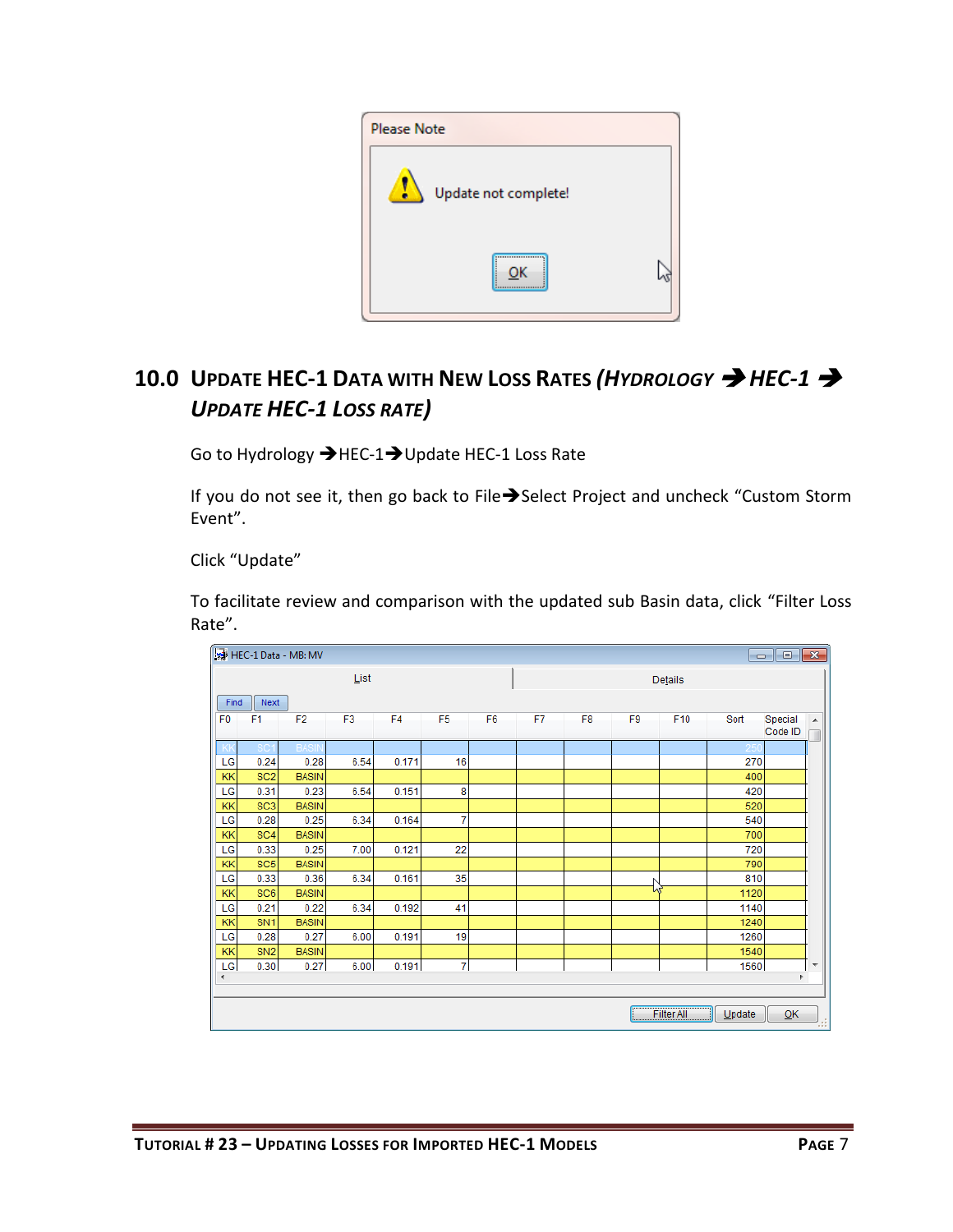Please Note

Update not complete!

OK

## 10.0 UPDATE HEC-1 DATA WITH NEW LOSS RATES *(HYDROLOGY ➔ HEC-1 ➔ UPDATE HEC-1 LOSS RATE)*

Go to Hydrology ➔HEC-1➔Update HEC-1 Loss Rate

If you do not see it, then go back to File➔Select Project and uncheck "Custom Storm Event".

Click "Update"

To facilitate review and comparison with the updated sub Basin data, click "Filter Loss Rate".

HEC-1 Data - MB: MV

List | Details

Find | Next

| F0 | F1 | F2 | F3 | F4 | F5 | F6 | F7 | F8 | F9 | F10 | Sort | Special Code ID |
|---|---|---|---|---|---|---|---|---|---|---|---|---|
| KK | SC1 | BASIN | | | | | | | | | 250 | |
| LG | 0.24 | 0.28 | 6.54 | 0.171 | 16 | | | | | | 270 | |
| KK | SC2 | BASIN | | | | | | | | | 400 | |
| LG | 0.31 | 0.23 | 6.54 | 0.151 | 8 | | | | | | 420 | |
| KK | SC3 | BASIN | | | | | | | | | 520 | |
| LG | 0.28 | 0.25 | 6.34 | 0.164 | 7 | | | | | | 540 | |
| KK | SC4 | BASIN | | | | | | | | | 700 | |
| LG | 0.33 | 0.25 | 7.00 | 0.121 | 22 | | | | | | 720 | |
| KK | SC5 | BASIN | | | | | | | | | 790 | |
| LG | 0.33 | 0.36 | 6.34 | 0.161 | 35 | | | | | | 810 | |
| KK | SC6 | BASIN | | | | | | | | | 1120 | |
| LG | 0.21 | 0.22 | 6.34 | 0.192 | 41 | | | | | | 1140 | |
| KK | SN1 | BASIN | | | | | | | | | 1240 | |
| LG | 0.28 | 0.27 | 6.00 | 0.191 | 19 | | | | | | 1260 | |
| KK | SN2 | BASIN | | | | | | | | | 1540 | |
| LG | 0.30 | 0.27 | 6.00 | 0.191 | 7 | | | | | | 1560 | |

Filter All | Update | OK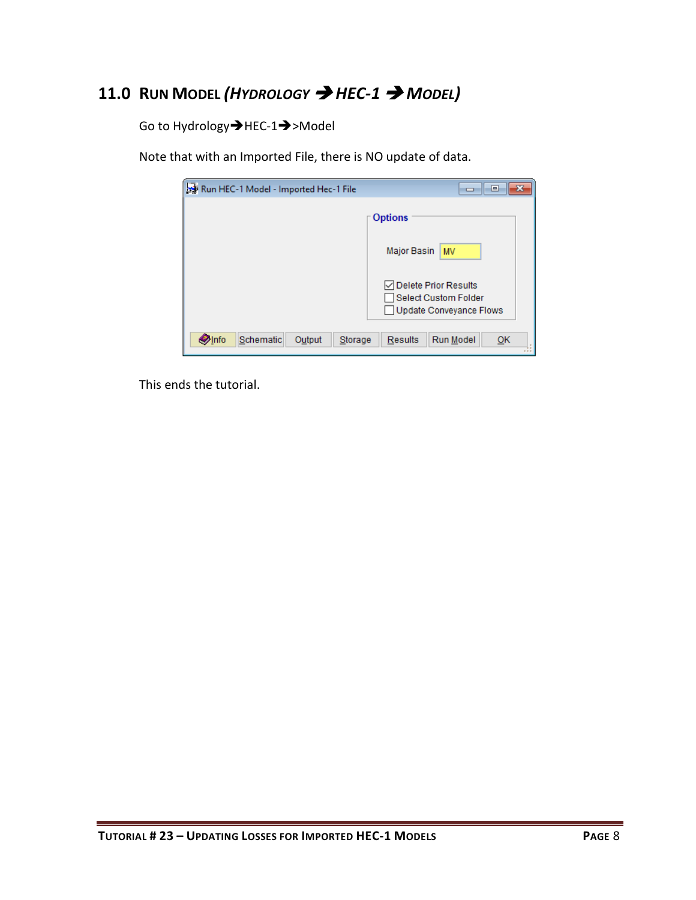## 11.0 Run Model (*Hydrology ➔ HEC-1 ➔ Model*)

Go to Hydrology➔HEC-1➔>Model

Note that with an Imported File, there is NO update of data.

This ends the tutorial.